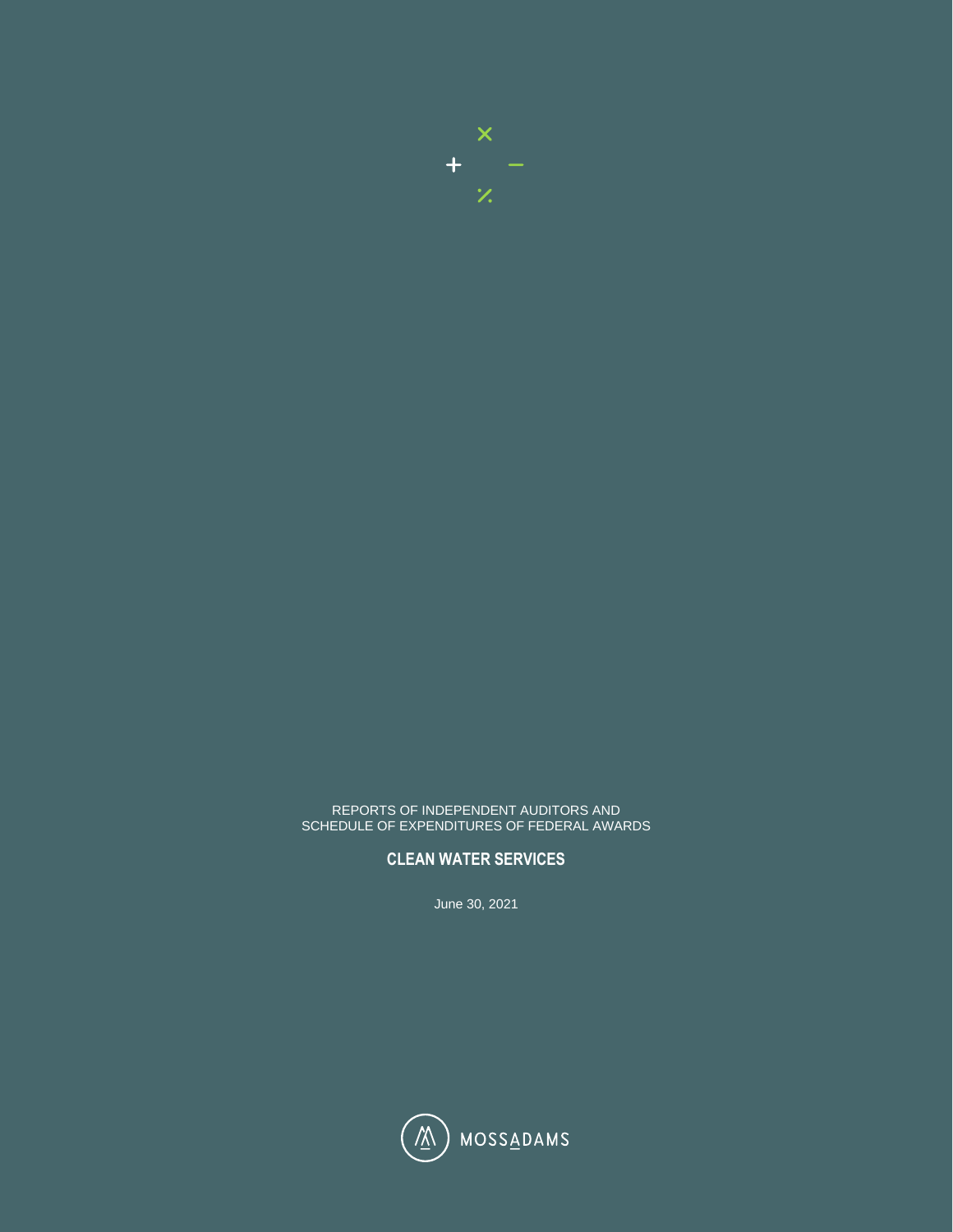REPORTS OF INDEPENDENT AUDITORS AND
SCHEDULE OF EXPENDITURES OF FEDERAL AWARDS

# CLEAN WATER SERVICES

June 30, 2021

MOSSADAMS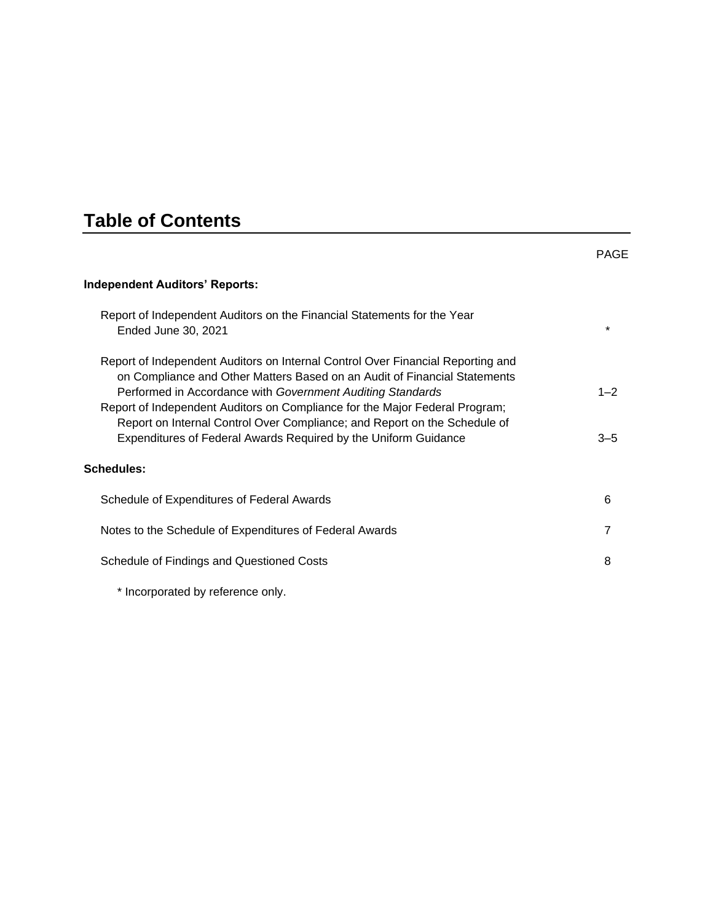# Table of Contents

| | PAGE |
|---|---|
| **Independent Auditors' Reports:** | |
| Report of Independent Auditors on the Financial Statements for the Year Ended June 30, 2021 | * |
| Report of Independent Auditors on Internal Control Over Financial Reporting and on Compliance and Other Matters Based on an Audit of Financial Statements Performed in Accordance with *Government Auditing Standards* | 1–2 |
| Report of Independent Auditors on Compliance for the Major Federal Program; Report on Internal Control Over Compliance; and Report on the Schedule of Expenditures of Federal Awards Required by the Uniform Guidance | 3–5 |
| **Schedules:** | |
| Schedule of Expenditures of Federal Awards | 6 |
| Notes to the Schedule of Expenditures of Federal Awards | 7 |
| Schedule of Findings and Questioned Costs | 8 |

* Incorporated by reference only.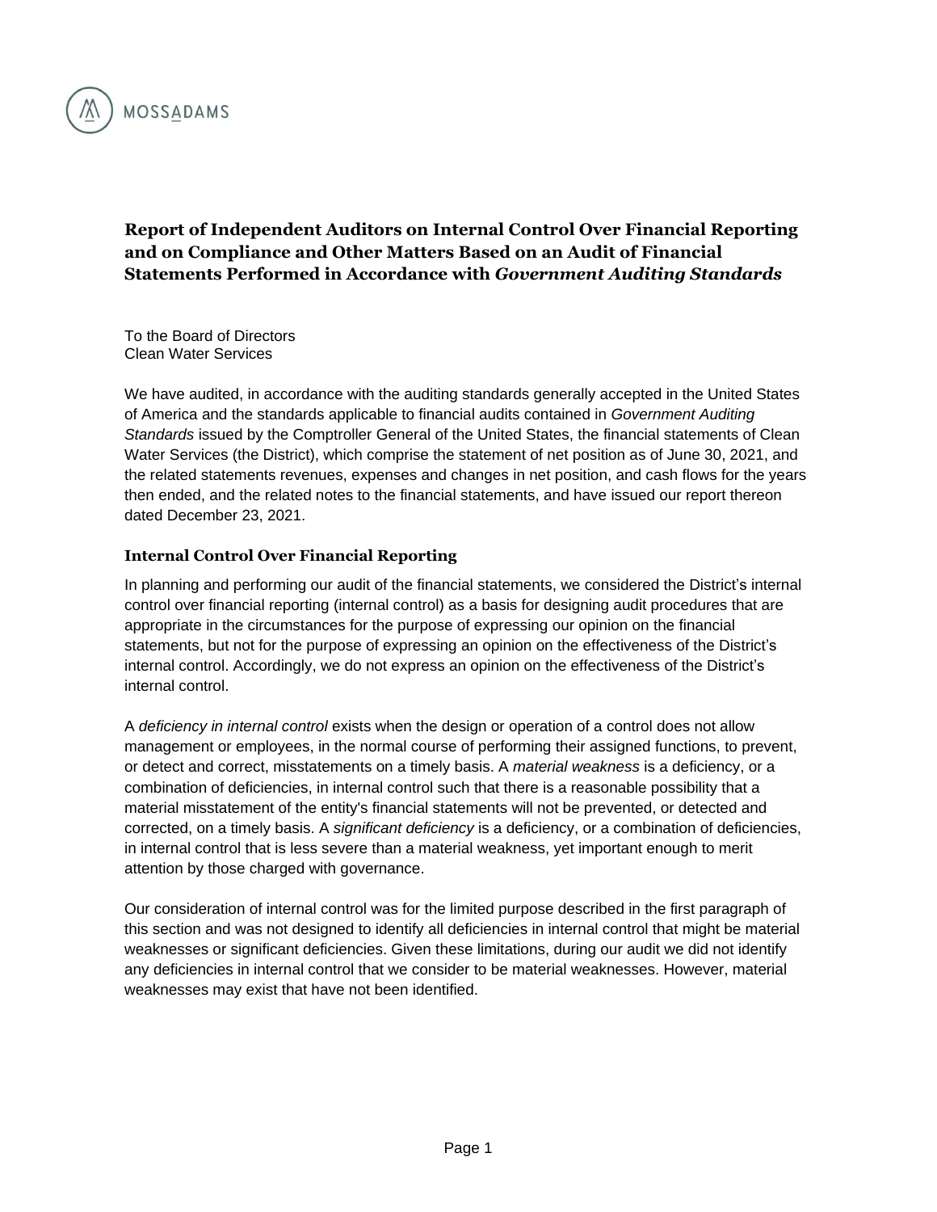MOSSADAMS

# Report of Independent Auditors on Internal Control Over Financial Reporting and on Compliance and Other Matters Based on an Audit of Financial Statements Performed in Accordance with *Government Auditing Standards*

To the Board of Directors
Clean Water Services

We have audited, in accordance with the auditing standards generally accepted in the United States of America and the standards applicable to financial audits contained in *Government Auditing Standards* issued by the Comptroller General of the United States, the financial statements of Clean Water Services (the District), which comprise the statement of net position as of June 30, 2021, and the related statements revenues, expenses and changes in net position, and cash flows for the years then ended, and the related notes to the financial statements, and have issued our report thereon dated December 23, 2021.

## Internal Control Over Financial Reporting

In planning and performing our audit of the financial statements, we considered the District's internal control over financial reporting (internal control) as a basis for designing audit procedures that are appropriate in the circumstances for the purpose of expressing our opinion on the financial statements, but not for the purpose of expressing an opinion on the effectiveness of the District's internal control. Accordingly, we do not express an opinion on the effectiveness of the District's internal control.

A *deficiency in internal control* exists when the design or operation of a control does not allow management or employees, in the normal course of performing their assigned functions, to prevent, or detect and correct, misstatements on a timely basis. A *material weakness* is a deficiency, or a combination of deficiencies, in internal control such that there is a reasonable possibility that a material misstatement of the entity's financial statements will not be prevented, or detected and corrected, on a timely basis. A *significant deficiency* is a deficiency, or a combination of deficiencies, in internal control that is less severe than a material weakness, yet important enough to merit attention by those charged with governance.

Our consideration of internal control was for the limited purpose described in the first paragraph of this section and was not designed to identify all deficiencies in internal control that might be material weaknesses or significant deficiencies. Given these limitations, during our audit we did not identify any deficiencies in internal control that we consider to be material weaknesses. However, material weaknesses may exist that have not been identified.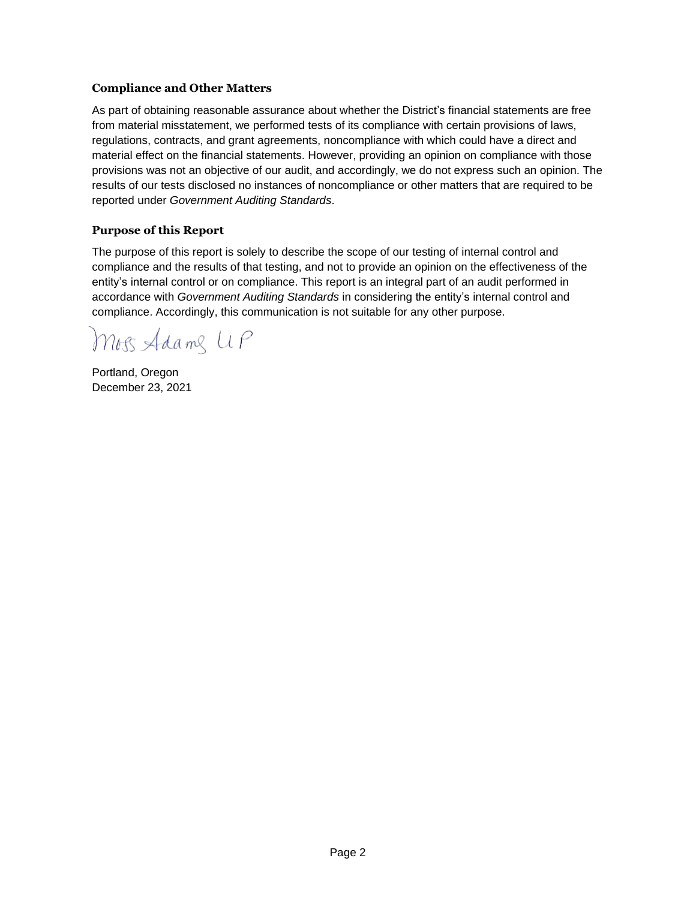### Compliance and Other Matters

As part of obtaining reasonable assurance about whether the District's financial statements are free from material misstatement, we performed tests of its compliance with certain provisions of laws, regulations, contracts, and grant agreements, noncompliance with which could have a direct and material effect on the financial statements. However, providing an opinion on compliance with those provisions was not an objective of our audit, and accordingly, we do not express such an opinion. The results of our tests disclosed no instances of noncompliance or other matters that are required to be reported under *Government Auditing Standards*.

### Purpose of this Report

The purpose of this report is solely to describe the scope of our testing of internal control and compliance and the results of that testing, and not to provide an opinion on the effectiveness of the entity's internal control or on compliance. This report is an integral part of an audit performed in accordance with *Government Auditing Standards* in considering the entity's internal control and compliance. Accordingly, this communication is not suitable for any other purpose.

Moss Adams LLP

Portland, Oregon
December 23, 2021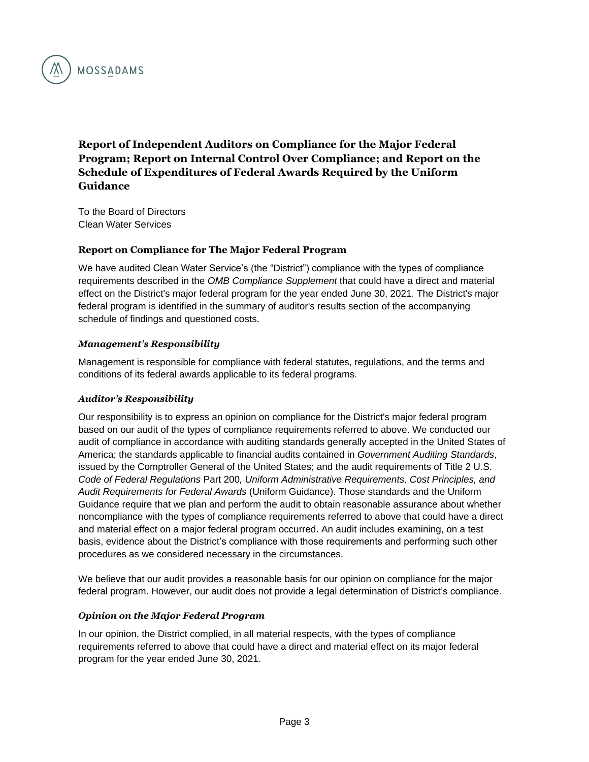# Report of Independent Auditors on Compliance for the Major Federal Program; Report on Internal Control Over Compliance; and Report on the Schedule of Expenditures of Federal Awards Required by the Uniform Guidance

To the Board of Directors
Clean Water Services

## Report on Compliance for The Major Federal Program

We have audited Clean Water Service's (the "District") compliance with the types of compliance requirements described in the *OMB Compliance Supplement* that could have a direct and material effect on the District's major federal program for the year ended June 30, 2021. The District's major federal program is identified in the summary of auditor's results section of the accompanying schedule of findings and questioned costs.

### *Management's Responsibility*

Management is responsible for compliance with federal statutes, regulations, and the terms and conditions of its federal awards applicable to its federal programs.

### *Auditor's Responsibility*

Our responsibility is to express an opinion on compliance for the District's major federal program based on our audit of the types of compliance requirements referred to above. We conducted our audit of compliance in accordance with auditing standards generally accepted in the United States of America; the standards applicable to financial audits contained in *Government Auditing Standards*, issued by the Comptroller General of the United States; and the audit requirements of Title 2 U.S. *Code of Federal Regulations* Part 200*, Uniform Administrative Requirements, Cost Principles, and Audit Requirements for Federal Awards* (Uniform Guidance). Those standards and the Uniform Guidance require that we plan and perform the audit to obtain reasonable assurance about whether noncompliance with the types of compliance requirements referred to above that could have a direct and material effect on a major federal program occurred. An audit includes examining, on a test basis, evidence about the District's compliance with those requirements and performing such other procedures as we considered necessary in the circumstances.

We believe that our audit provides a reasonable basis for our opinion on compliance for the major federal program. However, our audit does not provide a legal determination of District's compliance.

### *Opinion on the Major Federal Program*

In our opinion, the District complied, in all material respects, with the types of compliance requirements referred to above that could have a direct and material effect on its major federal program for the year ended June 30, 2021.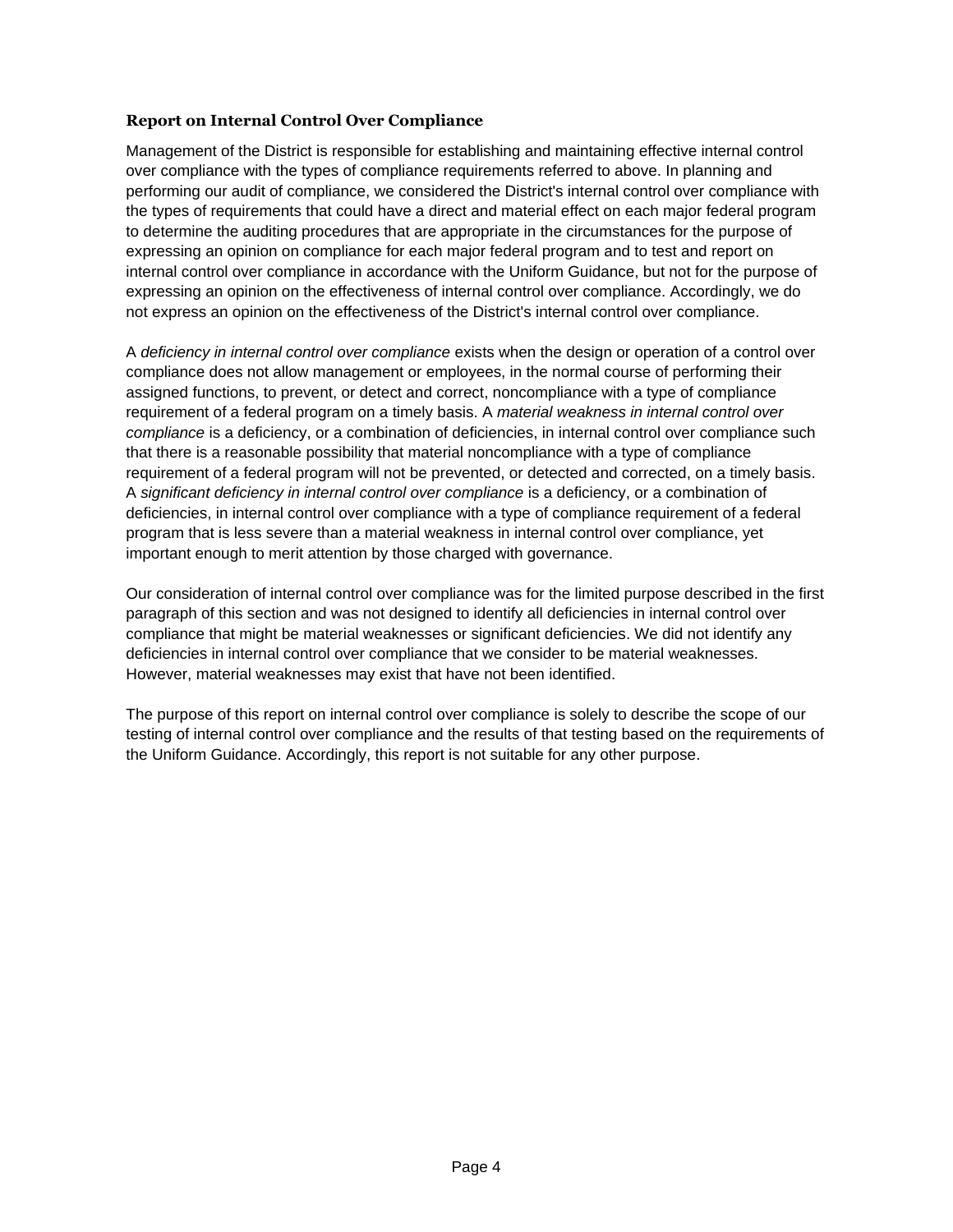### Report on Internal Control Over Compliance

Management of the District is responsible for establishing and maintaining effective internal control over compliance with the types of compliance requirements referred to above. In planning and performing our audit of compliance, we considered the District's internal control over compliance with the types of requirements that could have a direct and material effect on each major federal program to determine the auditing procedures that are appropriate in the circumstances for the purpose of expressing an opinion on compliance for each major federal program and to test and report on internal control over compliance in accordance with the Uniform Guidance, but not for the purpose of expressing an opinion on the effectiveness of internal control over compliance. Accordingly, we do not express an opinion on the effectiveness of the District's internal control over compliance.

A *deficiency in internal control over compliance* exists when the design or operation of a control over compliance does not allow management or employees, in the normal course of performing their assigned functions, to prevent, or detect and correct, noncompliance with a type of compliance requirement of a federal program on a timely basis. A *material weakness in internal control over compliance* is a deficiency, or a combination of deficiencies, in internal control over compliance such that there is a reasonable possibility that material noncompliance with a type of compliance requirement of a federal program will not be prevented, or detected and corrected, on a timely basis. A *significant deficiency in internal control over compliance* is a deficiency, or a combination of deficiencies, in internal control over compliance with a type of compliance requirement of a federal program that is less severe than a material weakness in internal control over compliance, yet important enough to merit attention by those charged with governance.

Our consideration of internal control over compliance was for the limited purpose described in the first paragraph of this section and was not designed to identify all deficiencies in internal control over compliance that might be material weaknesses or significant deficiencies. We did not identify any deficiencies in internal control over compliance that we consider to be material weaknesses. However, material weaknesses may exist that have not been identified.

The purpose of this report on internal control over compliance is solely to describe the scope of our testing of internal control over compliance and the results of that testing based on the requirements of the Uniform Guidance. Accordingly, this report is not suitable for any other purpose.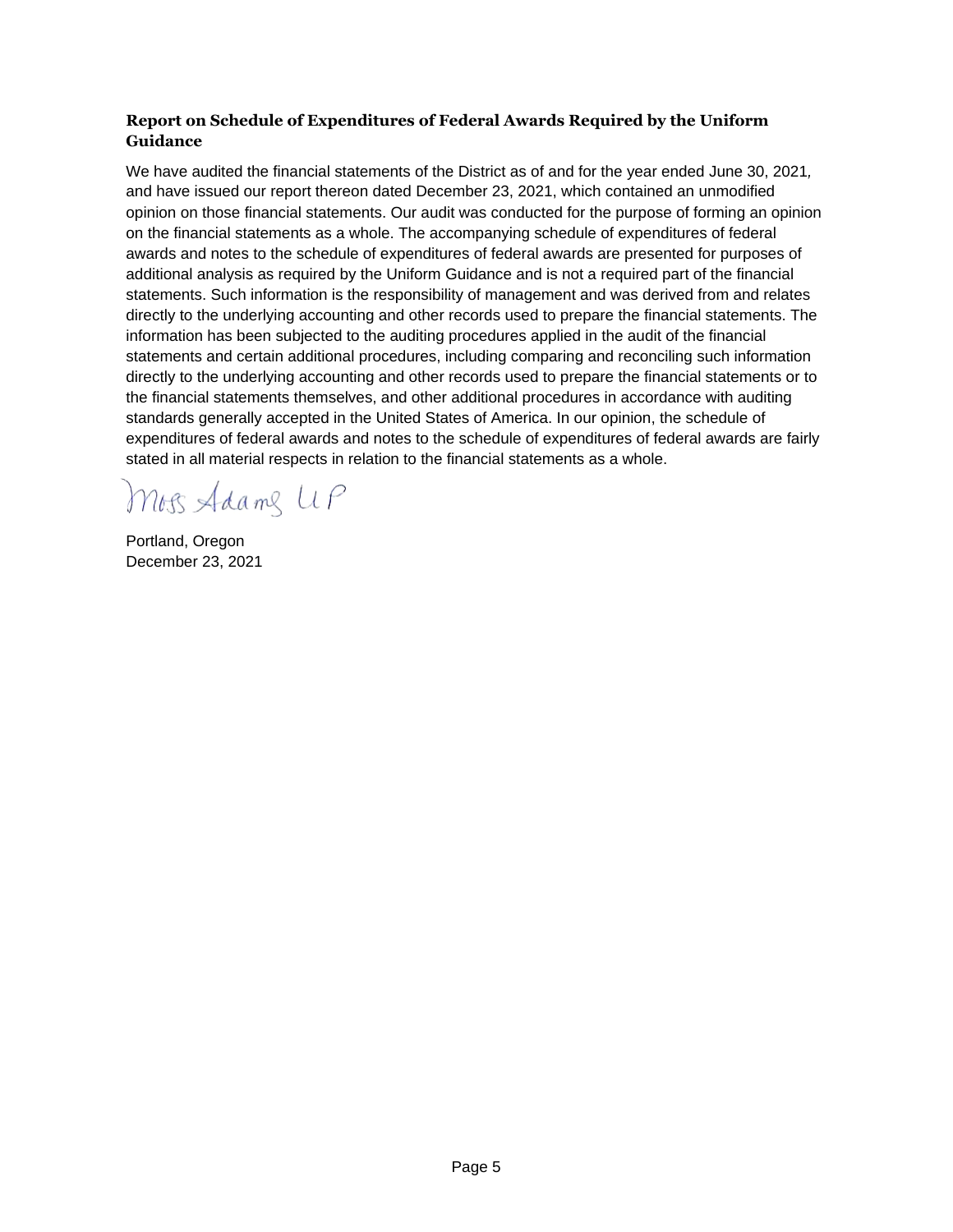**Report on Schedule of Expenditures of Federal Awards Required by the Uniform Guidance**

We have audited the financial statements of the District as of and for the year ended June 30, 2021, and have issued our report thereon dated December 23, 2021, which contained an unmodified opinion on those financial statements. Our audit was conducted for the purpose of forming an opinion on the financial statements as a whole. The accompanying schedule of expenditures of federal awards and notes to the schedule of expenditures of federal awards are presented for purposes of additional analysis as required by the Uniform Guidance and is not a required part of the financial statements. Such information is the responsibility of management and was derived from and relates directly to the underlying accounting and other records used to prepare the financial statements. The information has been subjected to the auditing procedures applied in the audit of the financial statements and certain additional procedures, including comparing and reconciling such information directly to the underlying accounting and other records used to prepare the financial statements or to the financial statements themselves, and other additional procedures in accordance with auditing standards generally accepted in the United States of America. In our opinion, the schedule of expenditures of federal awards and notes to the schedule of expenditures of federal awards are fairly stated in all material respects in relation to the financial statements as a whole.

Moss Adams LLP

Portland, Oregon
December 23, 2021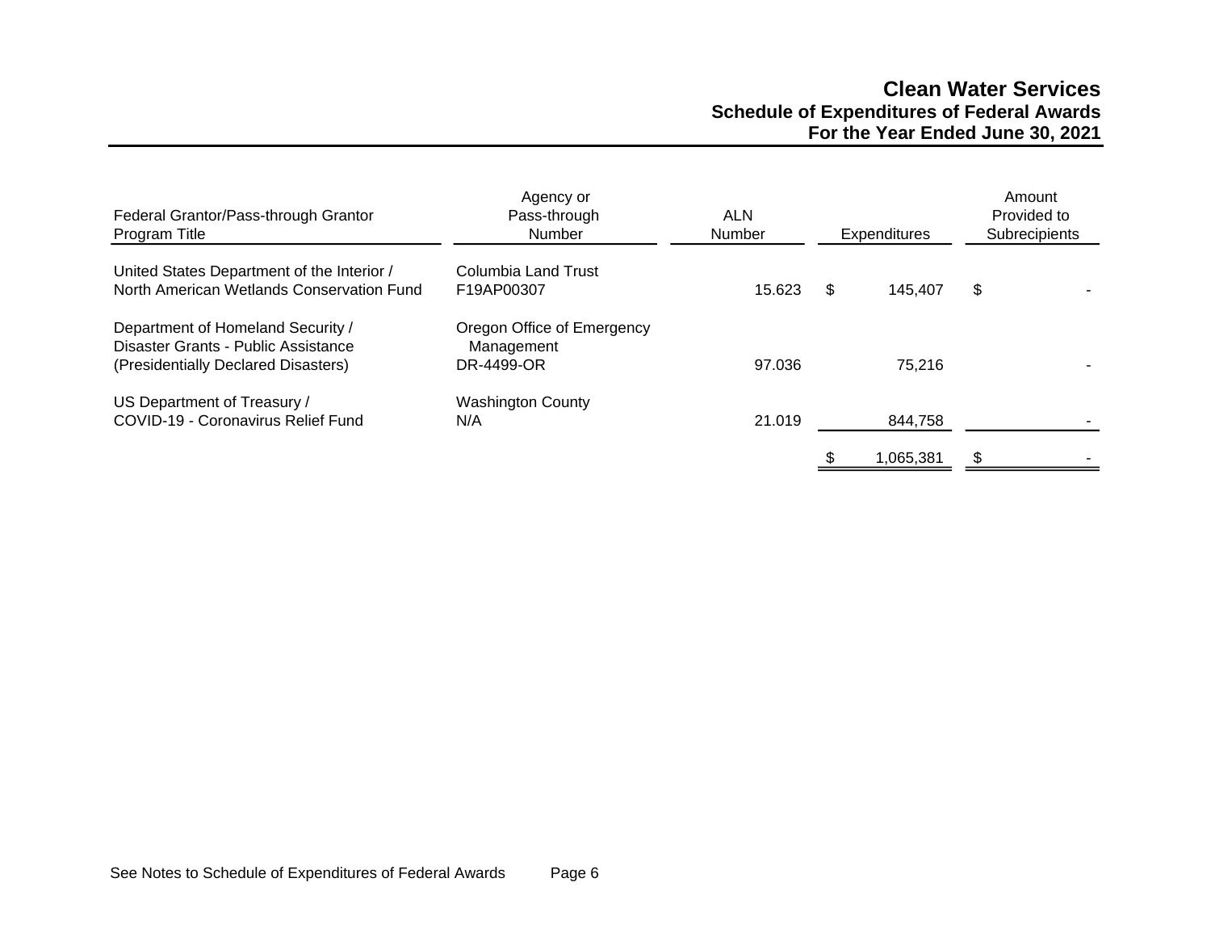# Clean Water Services
## Schedule of Expenditures of Federal Awards
## For the Year Ended June 30, 2021

| Federal Grantor/Pass-through Grantor Program Title | Agency or Pass-through Number | ALN Number | Expenditures | Amount Provided to Subrecipients |
|---|---|---|---|---|
| United States Department of the Interior / North American Wetlands Conservation Fund | Columbia Land Trust F19AP00307 | 15.623 | $ 145,407 | $ - |
| Department of Homeland Security / Disaster Grants - Public Assistance (Presidentially Declared Disasters) | Oregon Office of Emergency Management DR-4499-OR | 97.036 | 75,216 | - |
| US Department of Treasury / COVID-19 - Coronavirus Relief Fund | Washington County N/A | 21.019 | 844,758 | - |
| | | | $ 1,065,381 | $ - |

See Notes to Schedule of Expenditures of Federal Awards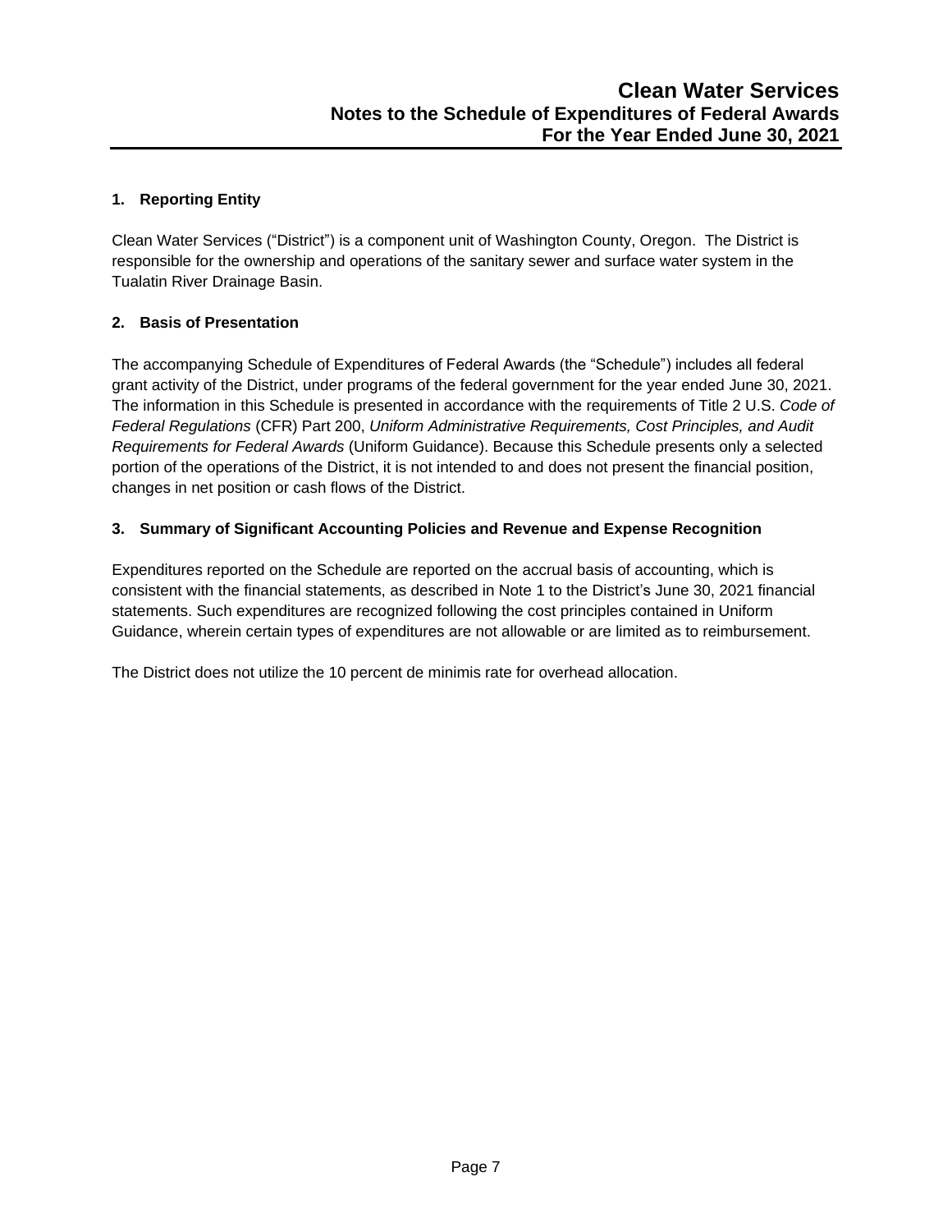# Clean Water Services
## Notes to the Schedule of Expenditures of Federal Awards
## For the Year Ended June 30, 2021

### 1. Reporting Entity

Clean Water Services ("District") is a component unit of Washington County, Oregon. The District is responsible for the ownership and operations of the sanitary sewer and surface water system in the Tualatin River Drainage Basin.

### 2. Basis of Presentation

The accompanying Schedule of Expenditures of Federal Awards (the "Schedule") includes all federal grant activity of the District, under programs of the federal government for the year ended June 30, 2021. The information in this Schedule is presented in accordance with the requirements of Title 2 U.S. *Code of Federal Regulations* (CFR) Part 200, *Uniform Administrative Requirements, Cost Principles, and Audit Requirements for Federal Awards* (Uniform Guidance). Because this Schedule presents only a selected portion of the operations of the District, it is not intended to and does not present the financial position, changes in net position or cash flows of the District.

### 3. Summary of Significant Accounting Policies and Revenue and Expense Recognition

Expenditures reported on the Schedule are reported on the accrual basis of accounting, which is consistent with the financial statements, as described in Note 1 to the District's June 30, 2021 financial statements. Such expenditures are recognized following the cost principles contained in Uniform Guidance, wherein certain types of expenditures are not allowable or are limited as to reimbursement.

The District does not utilize the 10 percent de minimis rate for overhead allocation.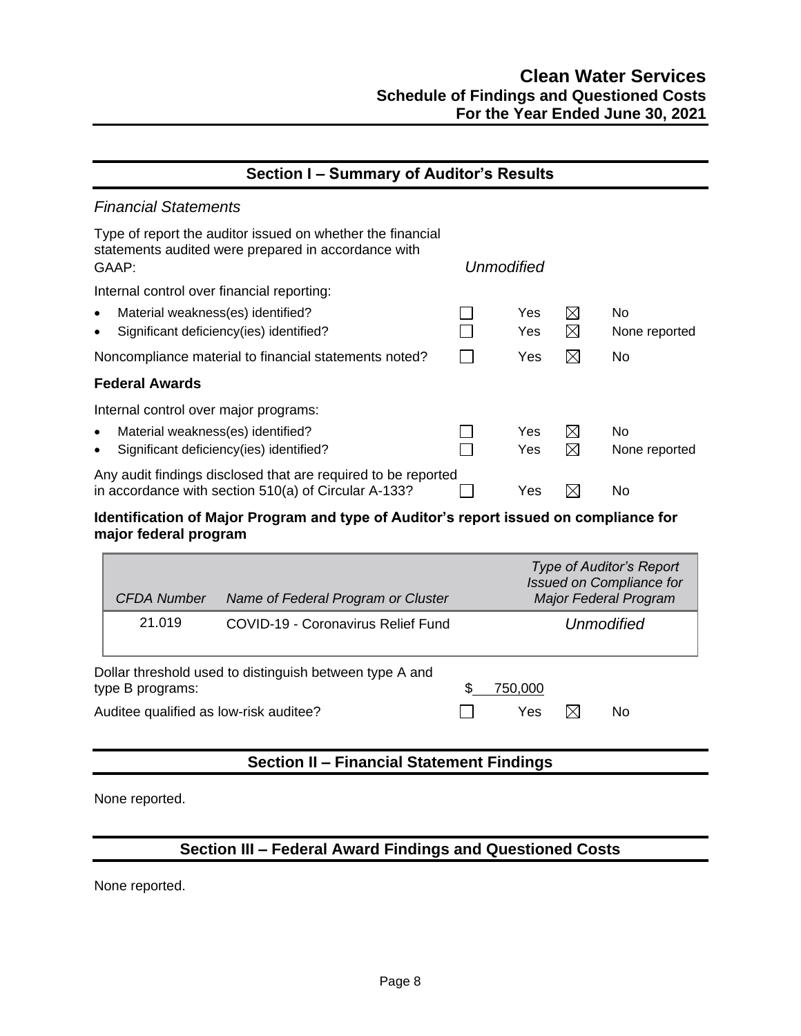# Clean Water Services
## Schedule of Findings and Questioned Costs
## For the Year Ended June 30, 2021

## Section I – Summary of Auditor's Results

*Financial Statements*

Type of report the auditor issued on whether the financial statements audited were prepared in accordance with GAAP: *Unmodified*

Internal control over financial reporting:

| | | | | |
|---|---|---|---|---|
| • Material weakness(es) identified? | ☐ | Yes | ☒ | No |
| • Significant deficiency(ies) identified? | ☐ | Yes | ☒ | None reported |
| Noncompliance material to financial statements noted? | ☐ | Yes | ☒ | No |

**Federal Awards**

Internal control over major programs:

| | | | | |
|---|---|---|---|---|
| • Material weakness(es) identified? | ☐ | Yes | ☒ | No |
| • Significant deficiency(ies) identified? | ☐ | Yes | ☒ | None reported |
| Any audit findings disclosed that are required to be reported in accordance with section 510(a) of Circular A-133? | ☐ | Yes | ☒ | No |

**Identification of Major Program and type of Auditor's report issued on compliance for major federal program**

| *CFDA Number* | *Name of Federal Program or Cluster* | *Type of Auditor's Report Issued on Compliance for Major Federal Program* |
|---|---|---|
| 21.019 | COVID-19 - Coronavirus Relief Fund | *Unmodified* |

Dollar threshold used to distinguish between type A and type B programs: $ 750,000

Auditee qualified as low-risk auditee? ☐ Yes ☒ No

## Section II – Financial Statement Findings

None reported.

## Section III – Federal Award Findings and Questioned Costs

None reported.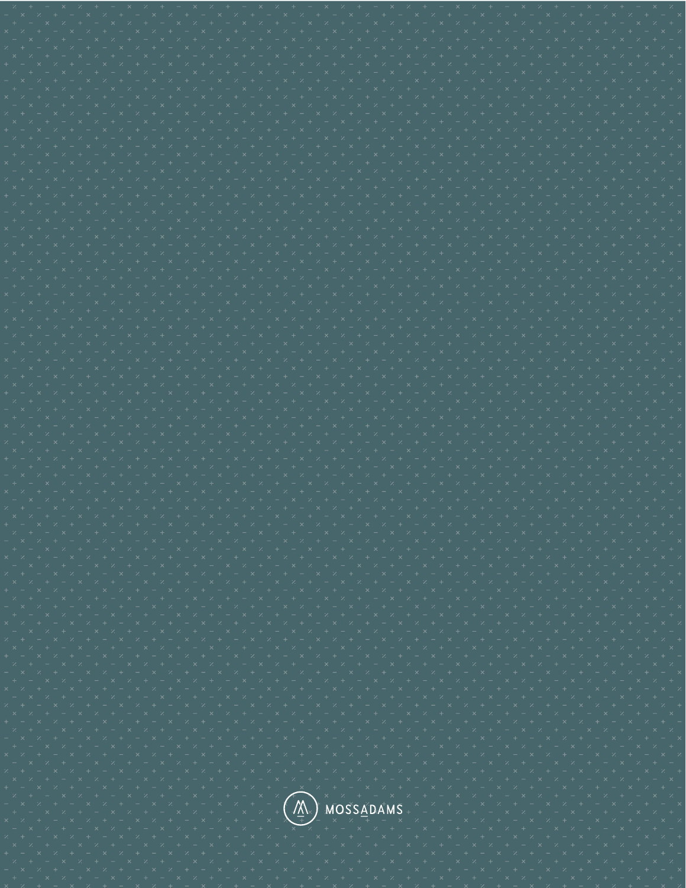MOSSADAMS